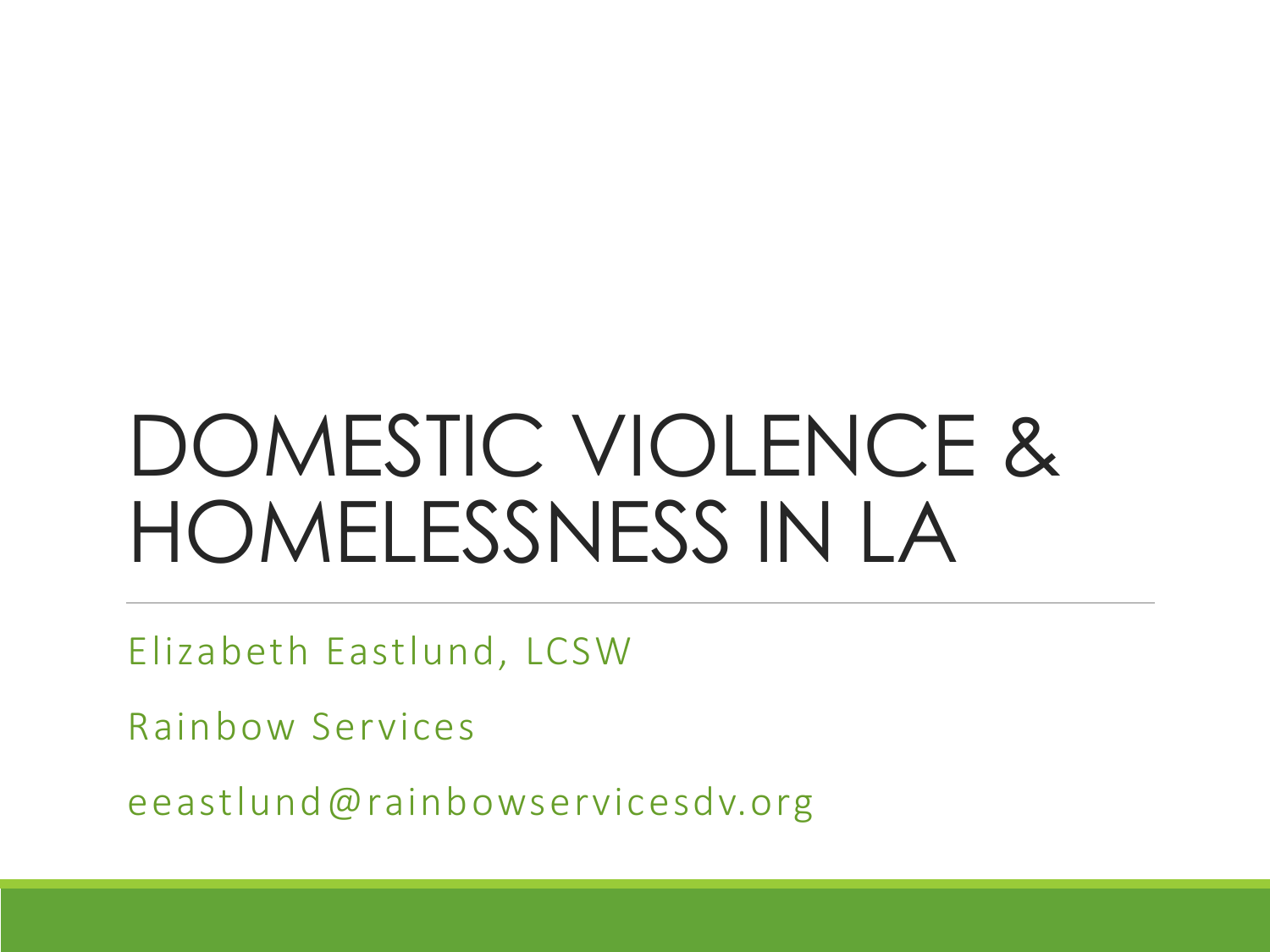# DOMESTIC VIOLENCE & HOMELESSNESS IN LA

Elizabeth Eastlund, LCSW

Rainbow Services

eeastlund@rainbowservicesdv.org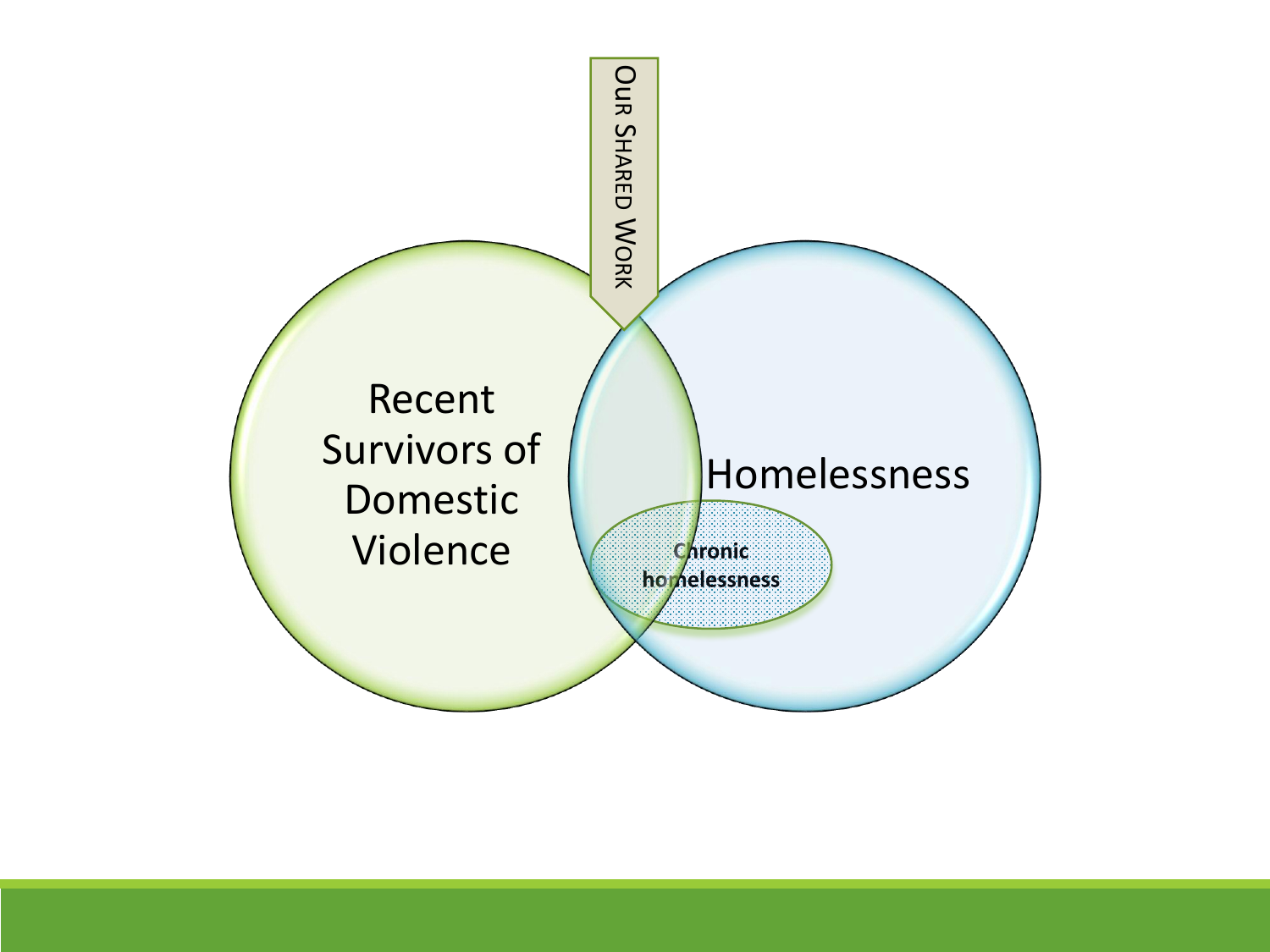Our Shared Work

Recent Survivors of Domestic Violence

Homelessness

Chronic homelessness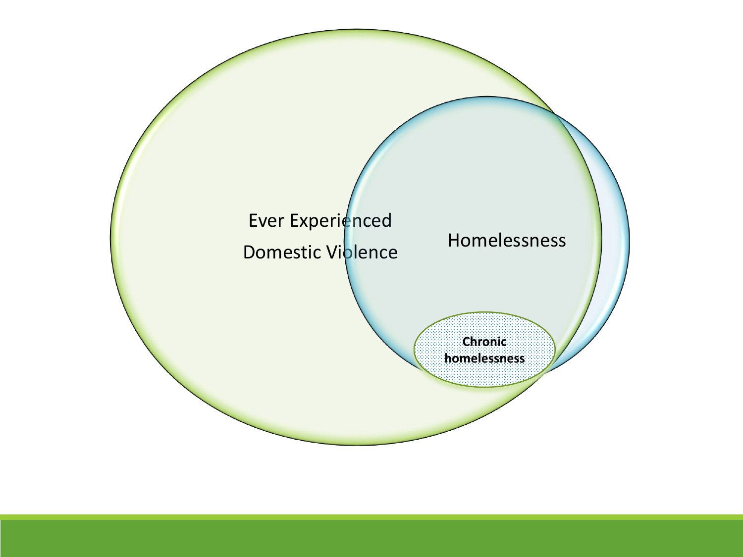Ever Experienced Domestic Violence

Homelessness

Chronic homelessness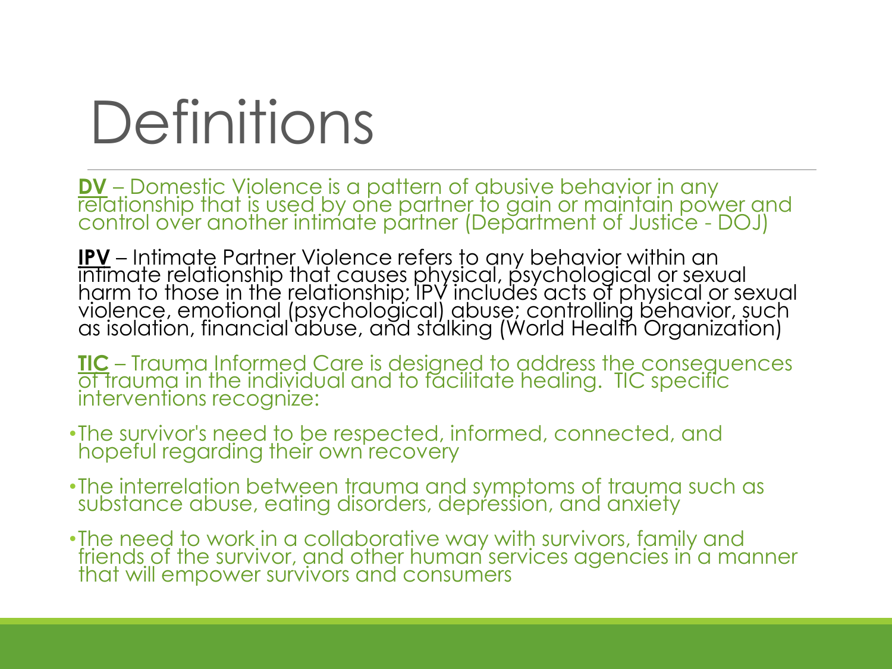# Definitions

**DV** – Domestic Violence is a pattern of abusive behavior in any relationship that is used by one partner to gain or maintain power and control over another intimate partner (Department of Justice - DOJ)

**IPV** – Intimate Partner Violence refers to any behavior within an intimate relationship that causes physical, psychological or sexual harm to those in the relationship; IPV includes acts of physical or sexual violence, emotional (psychological) abuse; controlling behavior, such as isolation, financial abuse, and stalking (World Health Organization)

**TIC** – Trauma Informed Care is designed to address the consequences of trauma in the individual and to facilitate healing. TIC specific interventions recognize:

- The survivor's need to be respected, informed, connected, and hopeful regarding their own recovery
- The interrelation between trauma and symptoms of trauma such as substance abuse, eating disorders, depression, and anxiety
- The need to work in a collaborative way with survivors, family and friends of the survivor, and other human services agencies in a manner that will empower survivors and consumers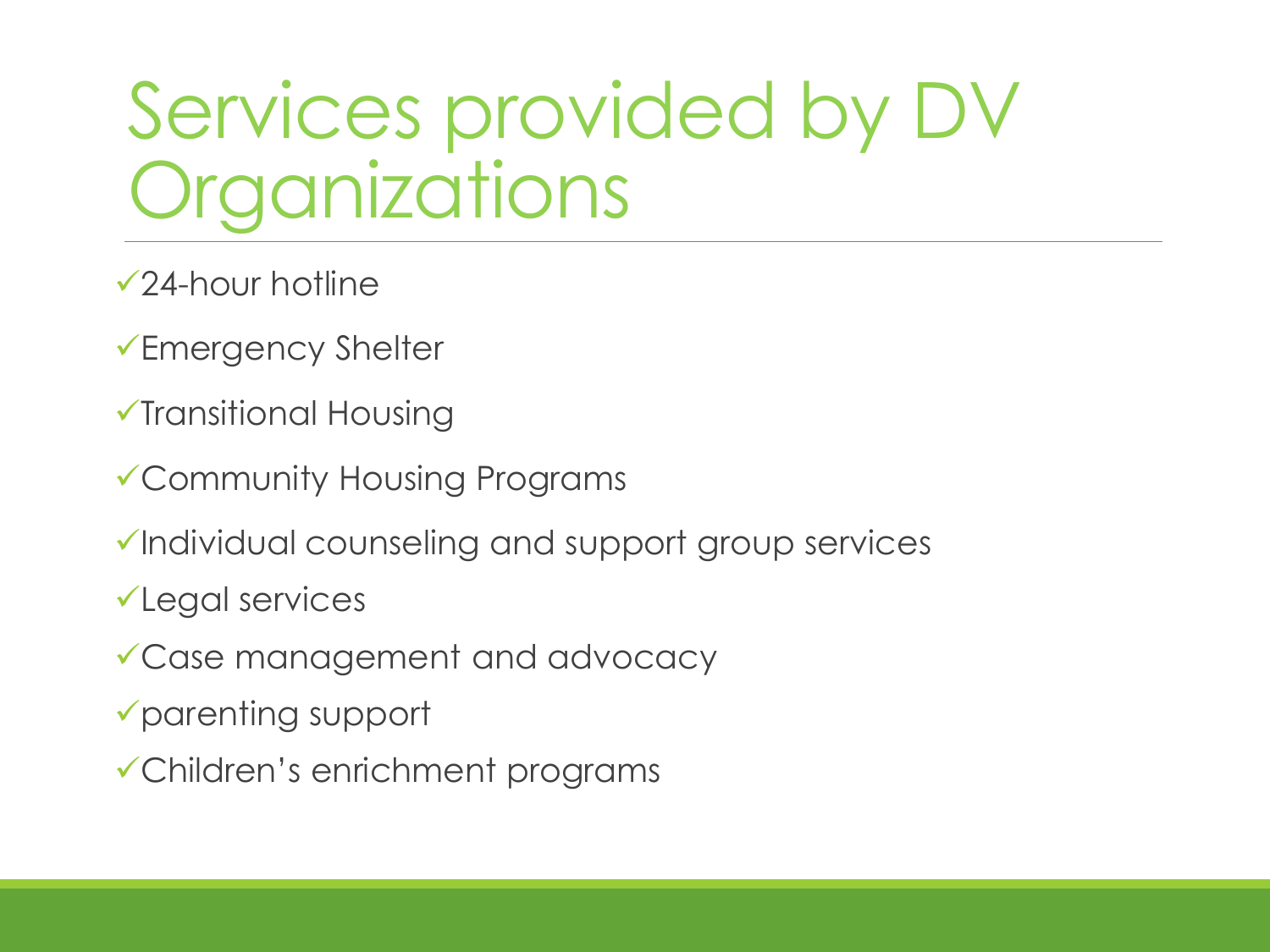# Services provided by DV Organizations

- ✓24-hour hotline
- ✓Emergency Shelter
- ✓Transitional Housing
- ✓Community Housing Programs
- ✓Individual counseling and support group services
- ✓Legal services
- ✓Case management and advocacy
- ✓parenting support
- ✓Children's enrichment programs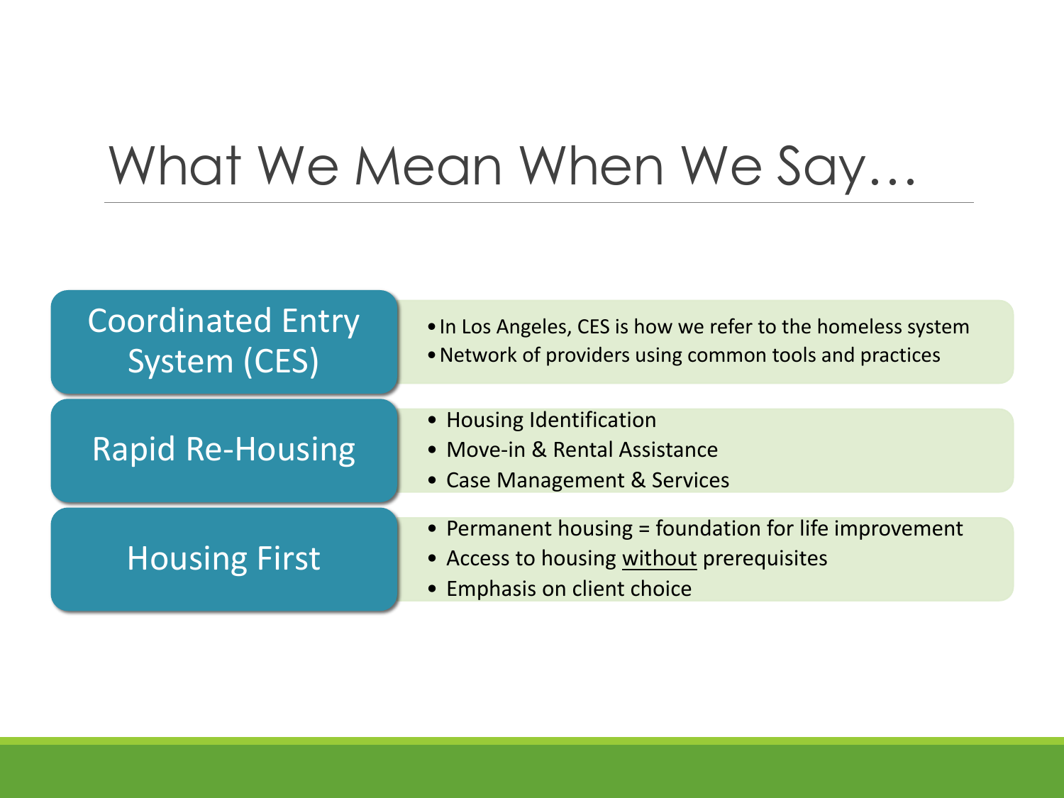# What We Mean When We Say…

## Coordinated Entry System (CES)

- In Los Angeles, CES is how we refer to the homeless system
- Network of providers using common tools and practices

## Rapid Re-Housing

- Housing Identification
- Move-in & Rental Assistance
- Case Management & Services

## Housing First

- Permanent housing = foundation for life improvement
- Access to housing <u>without</u> prerequisites
- Emphasis on client choice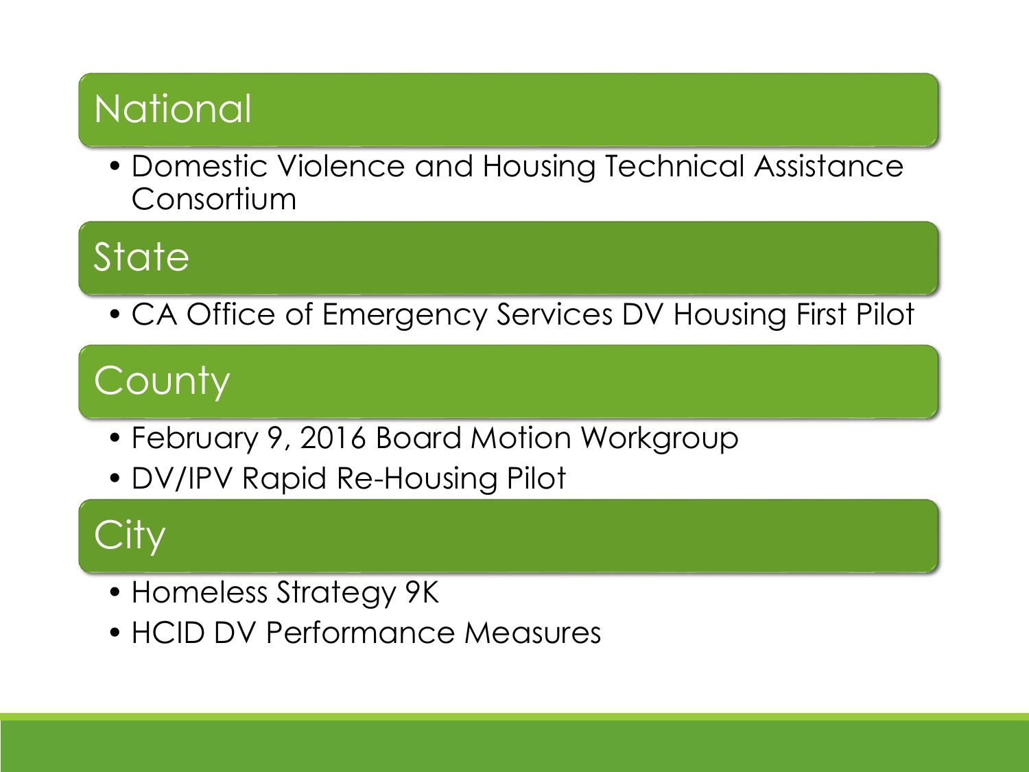## National

- Domestic Violence and Housing Technical Assistance Consortium

## State

- CA Office of Emergency Services DV Housing First Pilot

## County

- February 9, 2016 Board Motion Workgroup
- DV/IPV Rapid Re-Housing Pilot

## City

- Homeless Strategy 9K
- HCID DV Performance Measures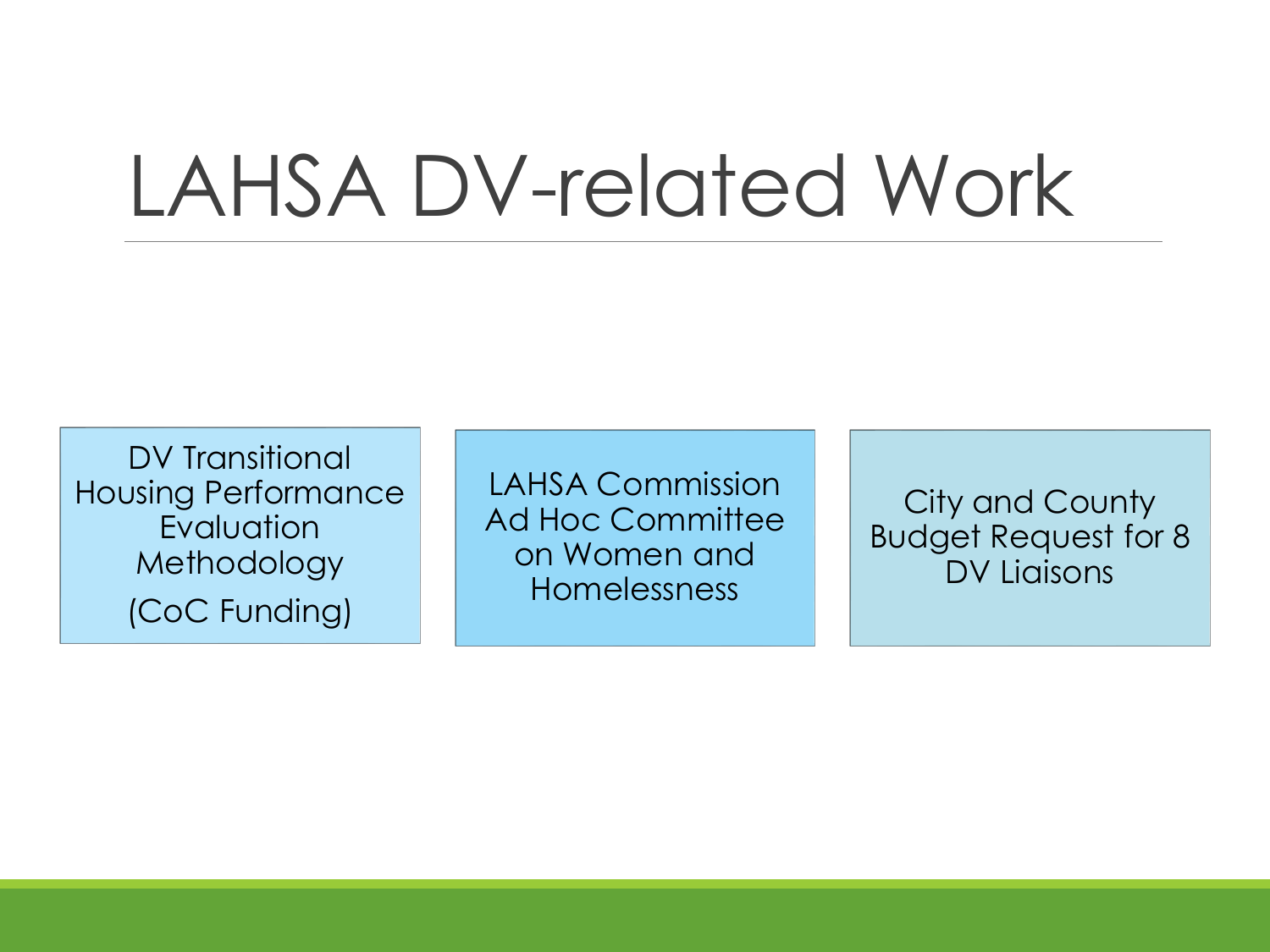# LAHSA DV-related Work

- DV Transitional Housing Performance Evaluation Methodology (CoC Funding)
- LAHSA Commission Ad Hoc Committee on Women and Homelessness
- City and County Budget Request for 8 DV Liaisons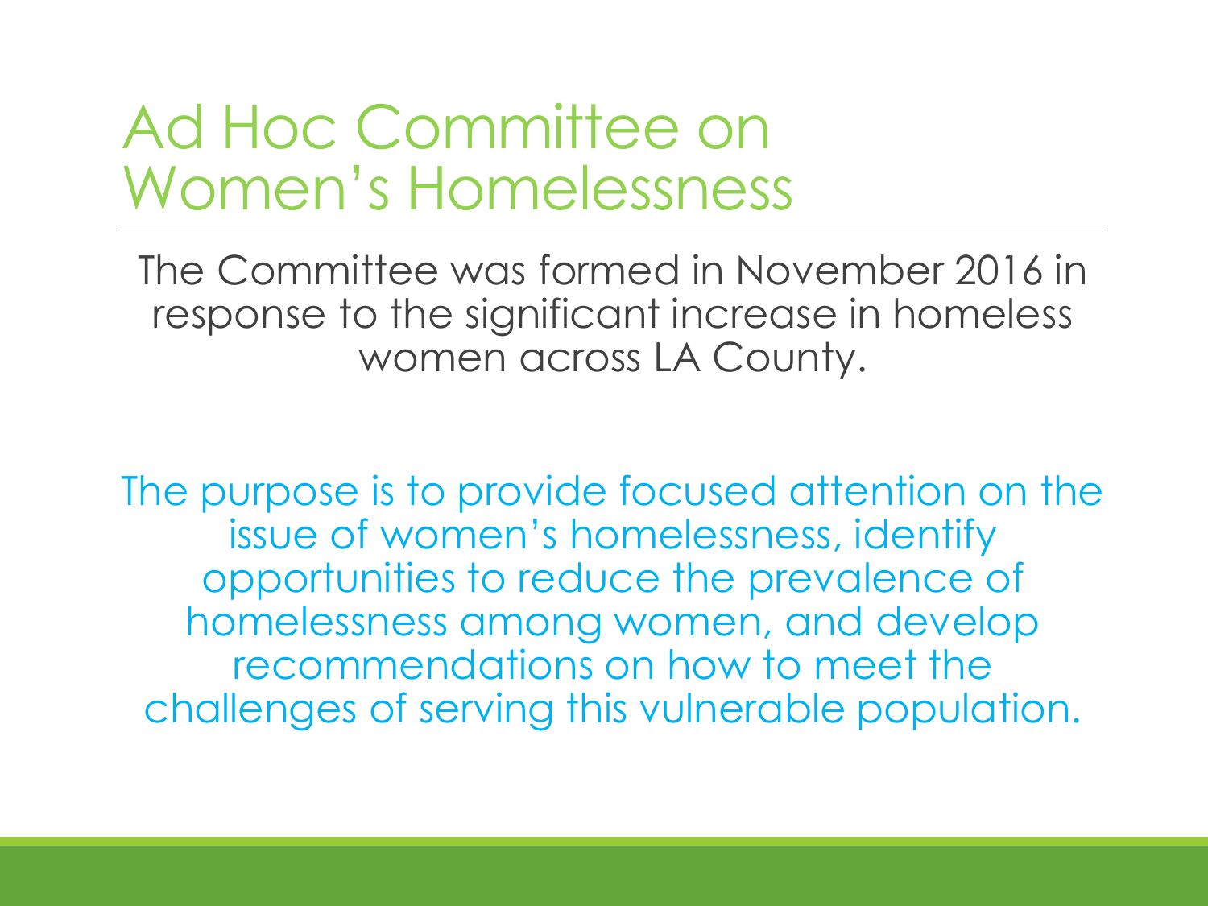# Ad Hoc Committee on Women's Homelessness

The Committee was formed in November 2016 in response to the significant increase in homeless women across LA County.

The purpose is to provide focused attention on the issue of women's homelessness, identify opportunities to reduce the prevalence of homelessness among women, and develop recommendations on how to meet the challenges of serving this vulnerable population.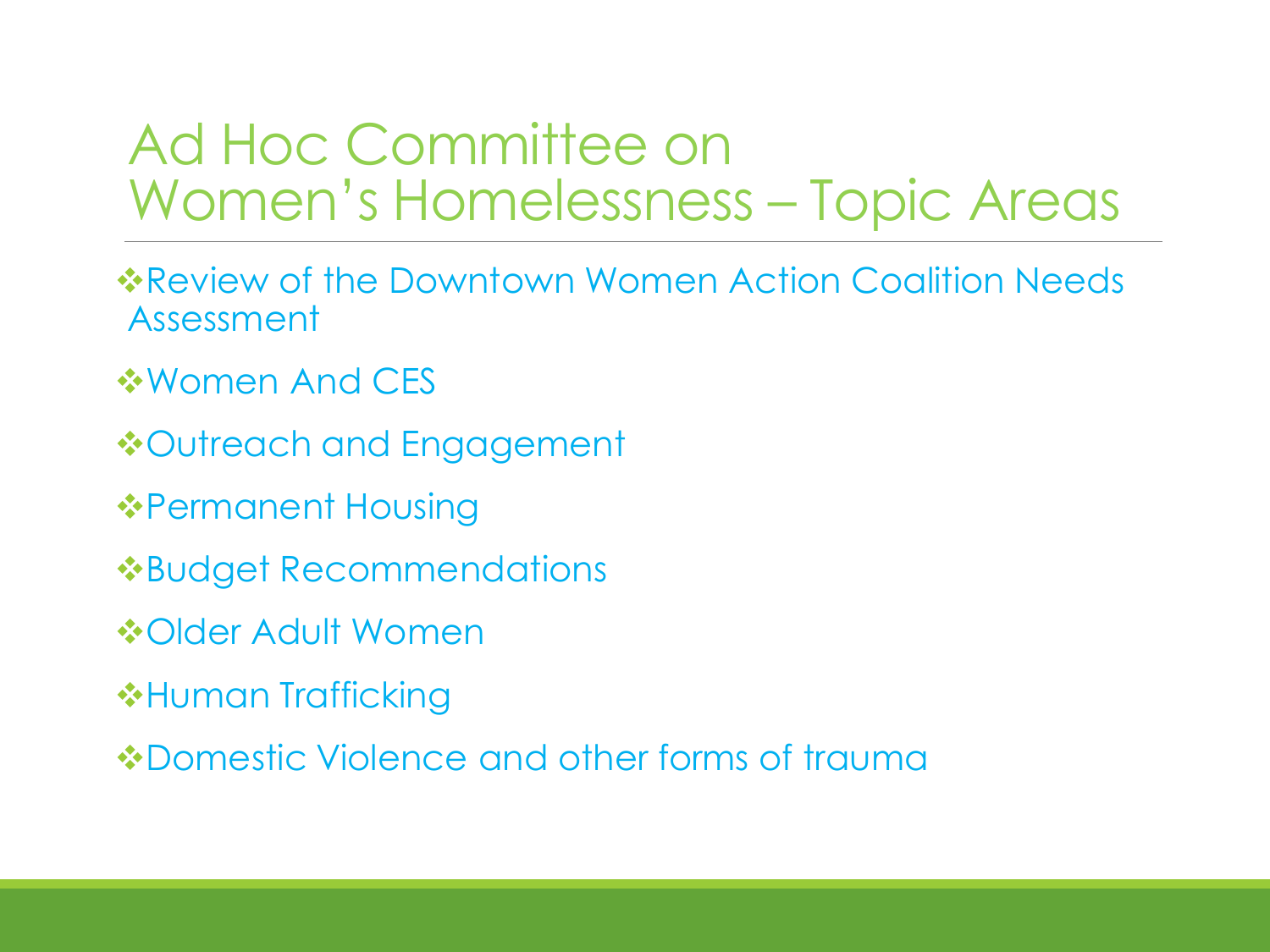# Ad Hoc Committee on Women's Homelessness – Topic Areas

- Review of the Downtown Women Action Coalition Needs Assessment
- Women And CES
- Outreach and Engagement
- Permanent Housing
- Budget Recommendations
- Older Adult Women
- Human Trafficking
- Domestic Violence and other forms of trauma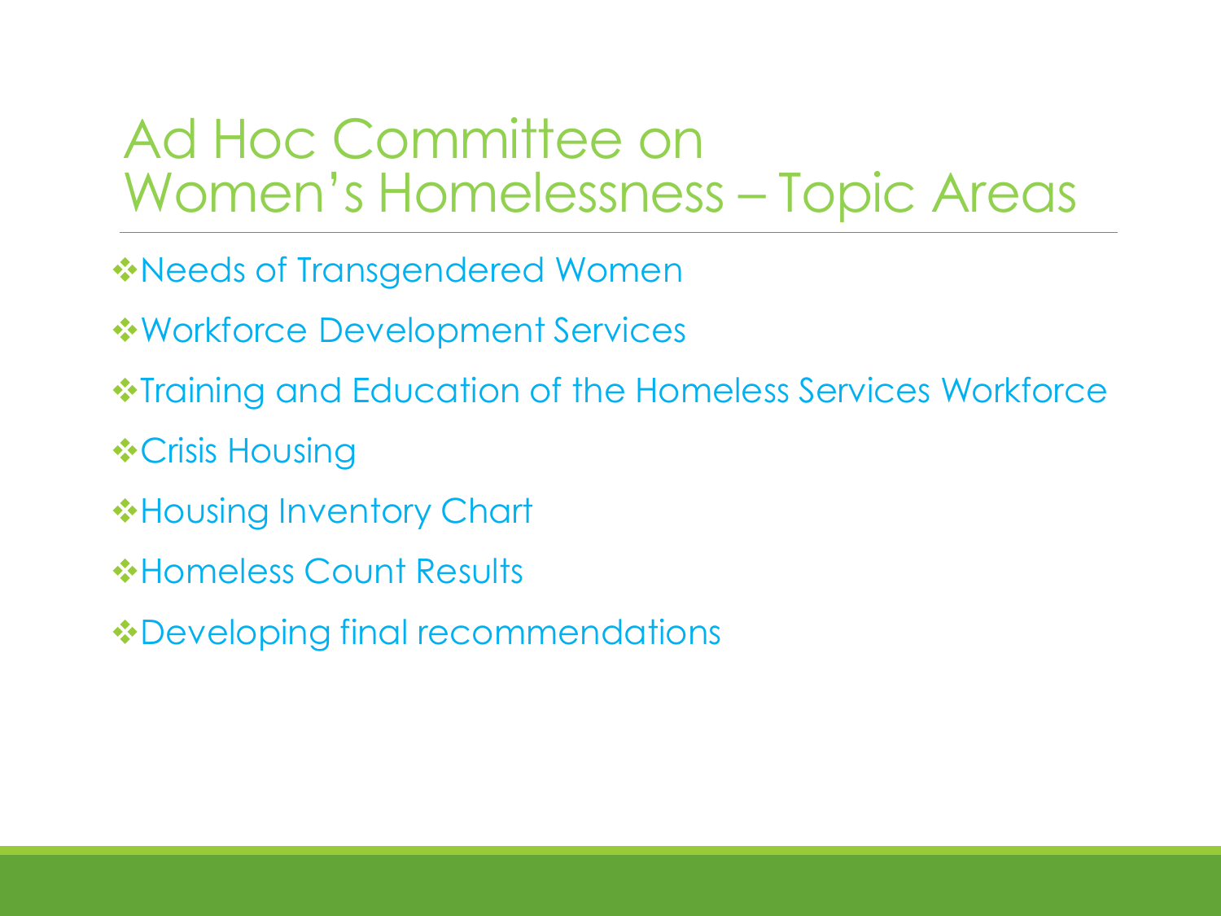# Ad Hoc Committee on Women's Homelessness – Topic Areas

- Needs of Transgendered Women
- Workforce Development Services
- Training and Education of the Homeless Services Workforce
- Crisis Housing
- Housing Inventory Chart
- Homeless Count Results
- Developing final recommendations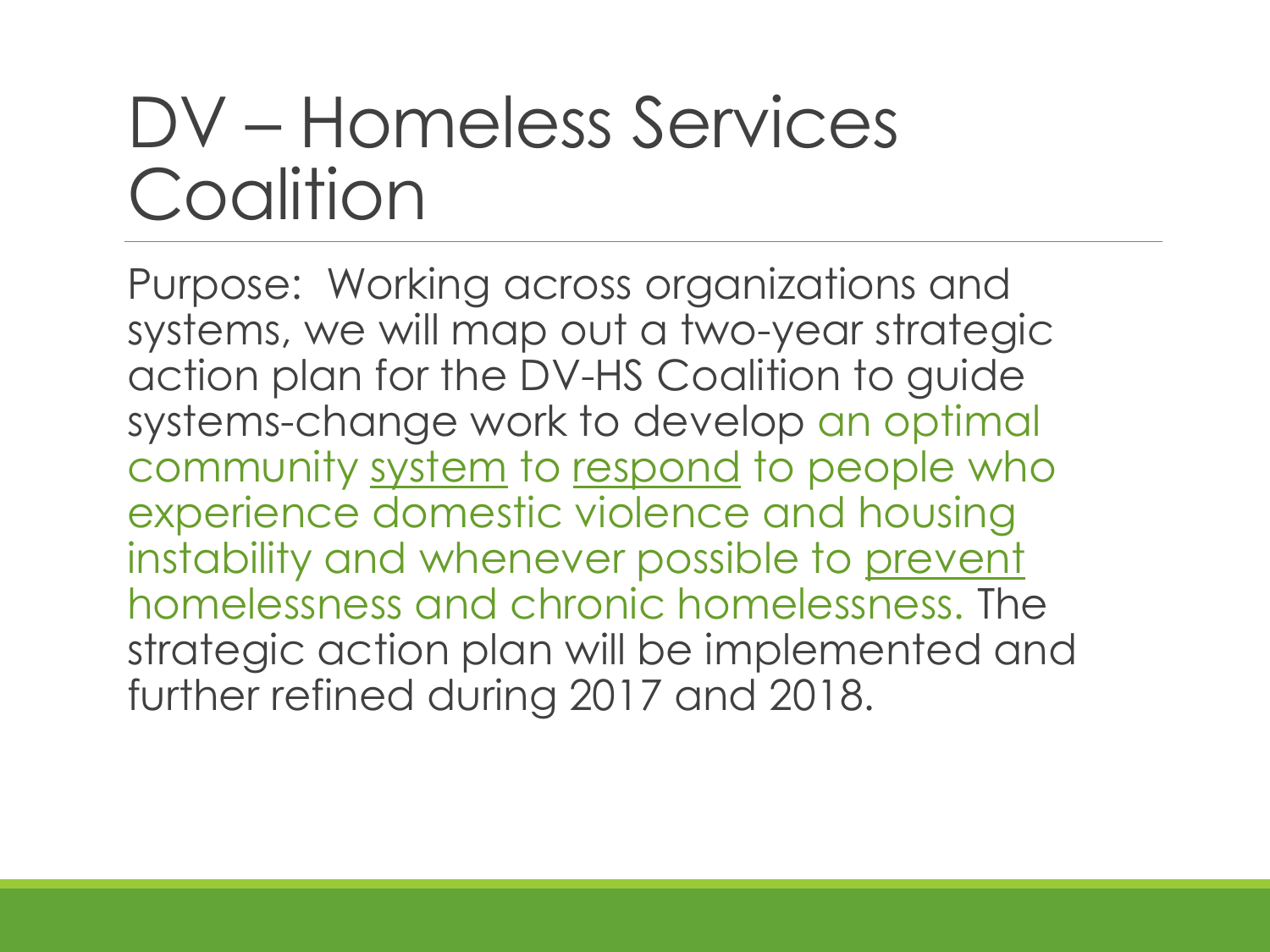# DV – Homeless Services Coalition

Purpose: Working across organizations and systems, we will map out a two-year strategic action plan for the DV-HS Coalition to guide systems-change work to develop an optimal community <u>system</u> to <u>respond</u> to people who experience domestic violence and housing instability and whenever possible to <u>prevent</u> homelessness and chronic homelessness. The strategic action plan will be implemented and further refined during 2017 and 2018.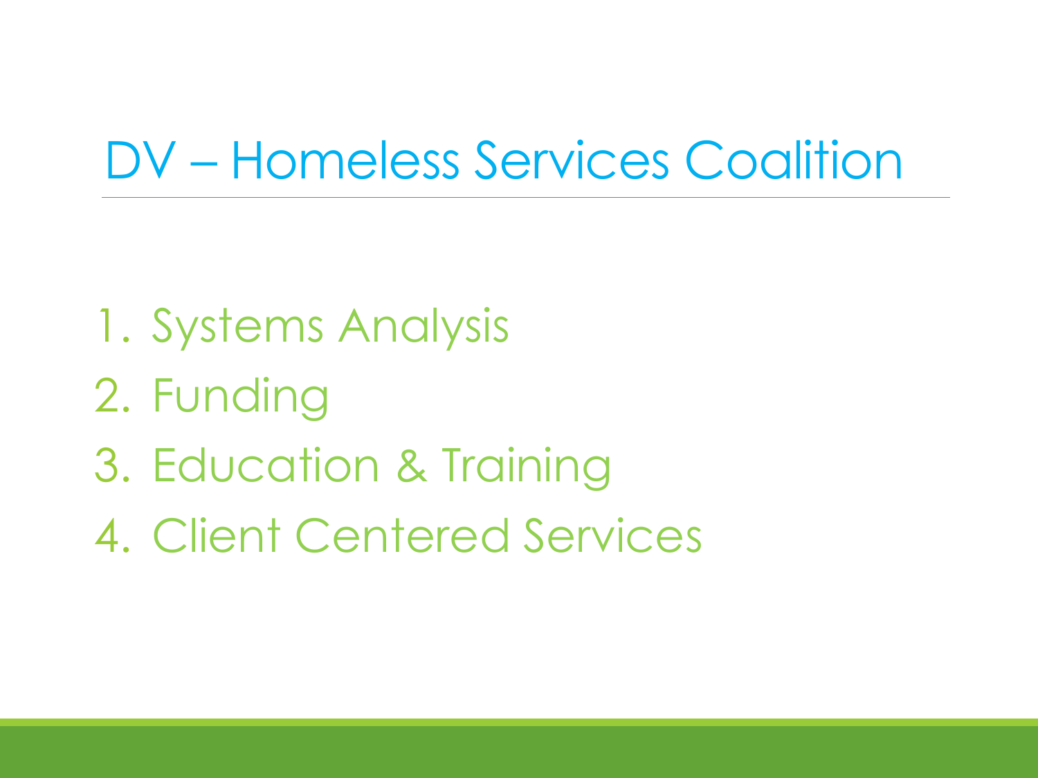# DV – Homeless Services Coalition

1. Systems Analysis
2. Funding
3. Education & Training
4. Client Centered Services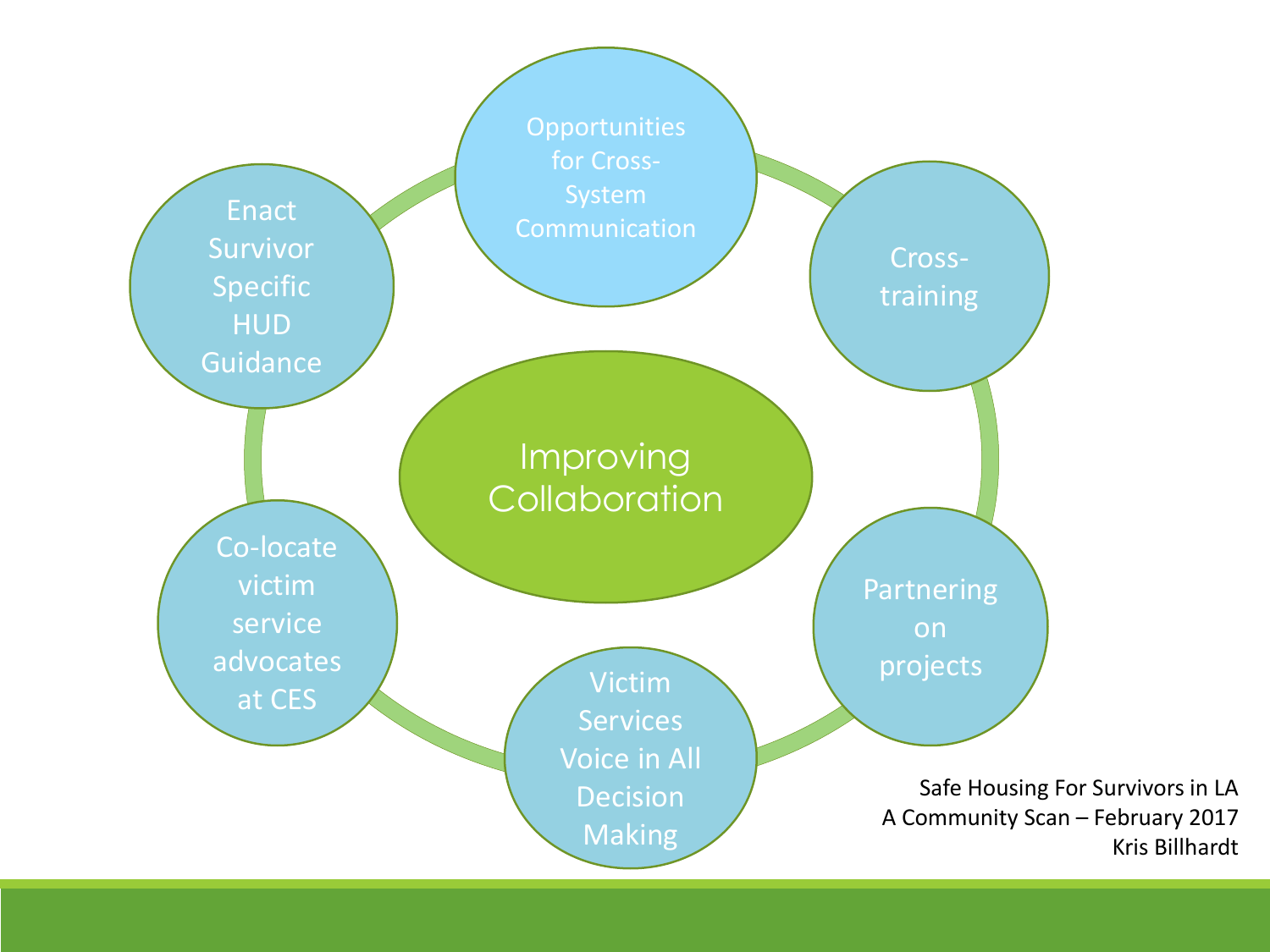Improving Collaboration

- Opportunities for Cross-System Communication
- Cross-training
- Partnering on projects
- Victim Services Voice in All Decision Making
- Co-locate victim service advocates at CES
- Enact Survivor Specific HUD Guidance

Safe Housing For Survivors in LA
A Community Scan – February 2017
Kris Billhardt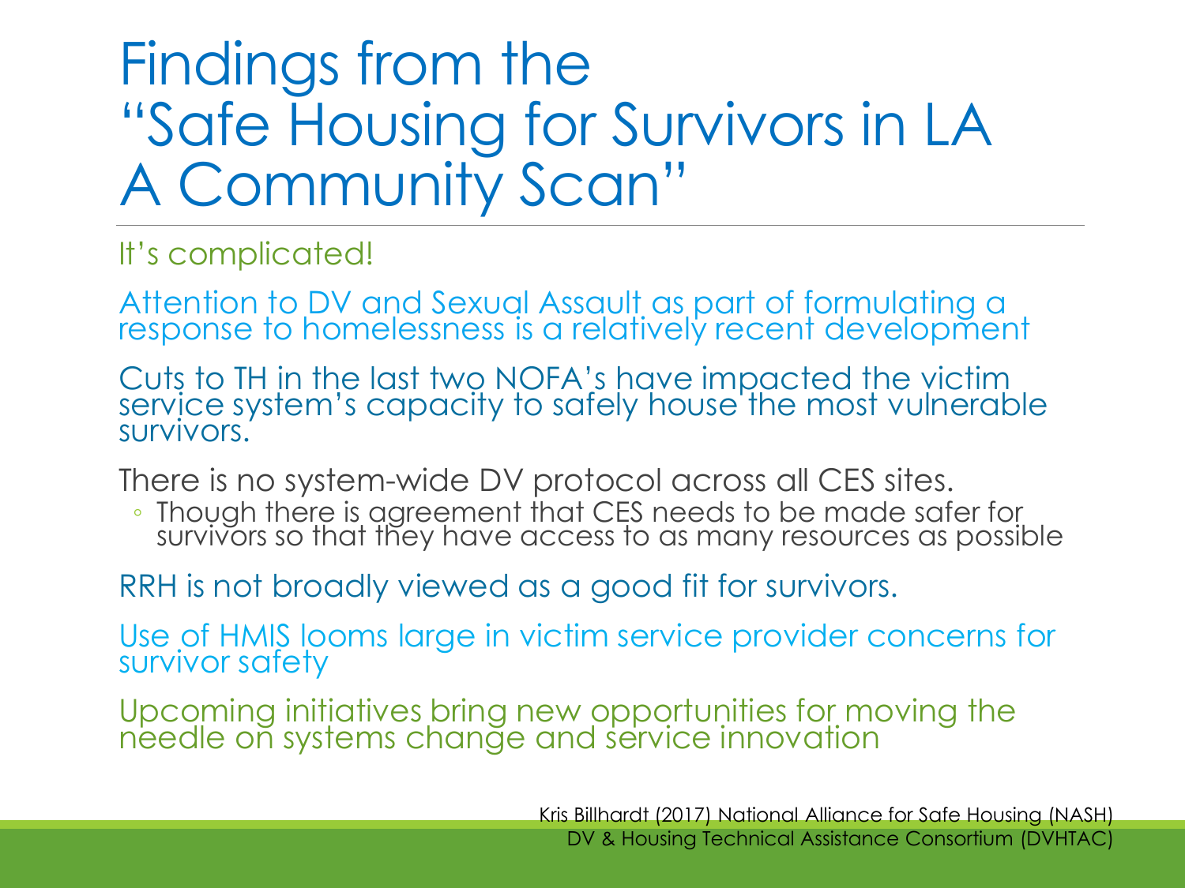# Findings from the "Safe Housing for Survivors in LA A Community Scan"

It's complicated!

Attention to DV and Sexual Assault as part of formulating a response to homelessness is a relatively recent development

Cuts to TH in the last two NOFA's have impacted the victim service system's capacity to safely house the most vulnerable survivors.

There is no system-wide DV protocol across all CES sites.

- Though there is agreement that CES needs to be made safer for survivors so that they have access to as many resources as possible

RRH is not broadly viewed as a good fit for survivors.

Use of HMIS looms large in victim service provider concerns for survivor safety

Upcoming initiatives bring new opportunities for moving the needle on systems change and service innovation

Kris Billhardt (2017) National Alliance for Safe Housing (NASH)
DV & Housing Technical Assistance Consortium (DVHTAC)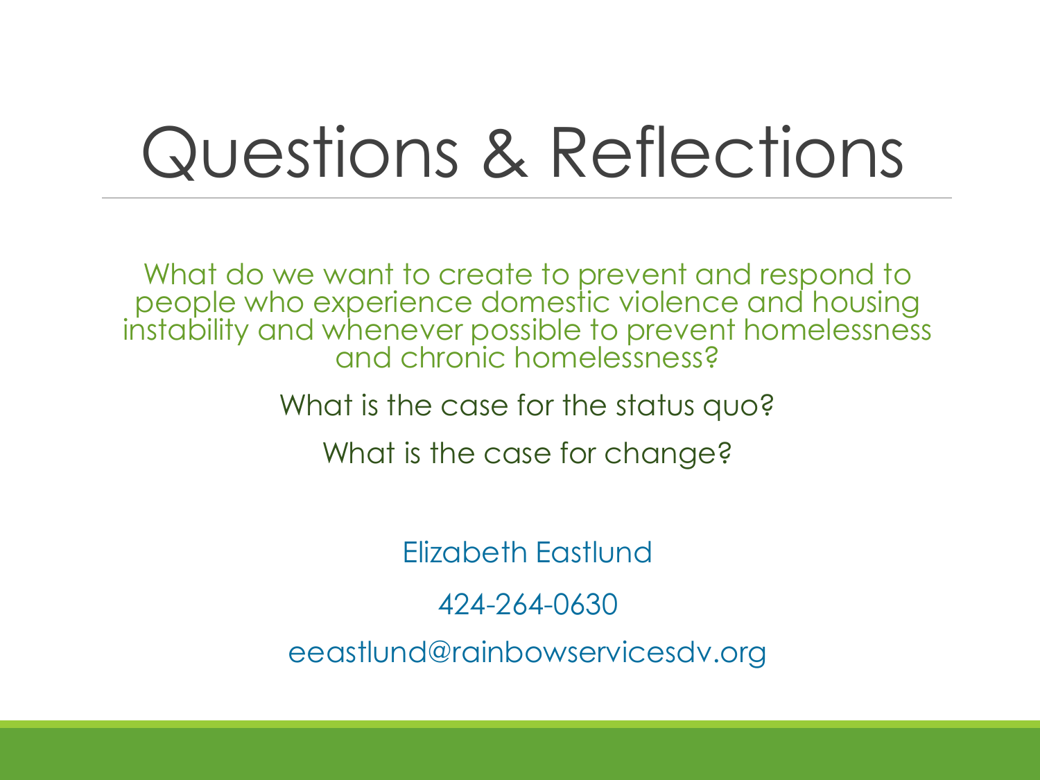# Questions & Reflections

What do we want to create to prevent and respond to people who experience domestic violence and housing instability and whenever possible to prevent homelessness and chronic homelessness?

What is the case for the status quo?

What is the case for change?

Elizabeth Eastlund

424-264-0630

eeastlund@rainbowservicesdv.org